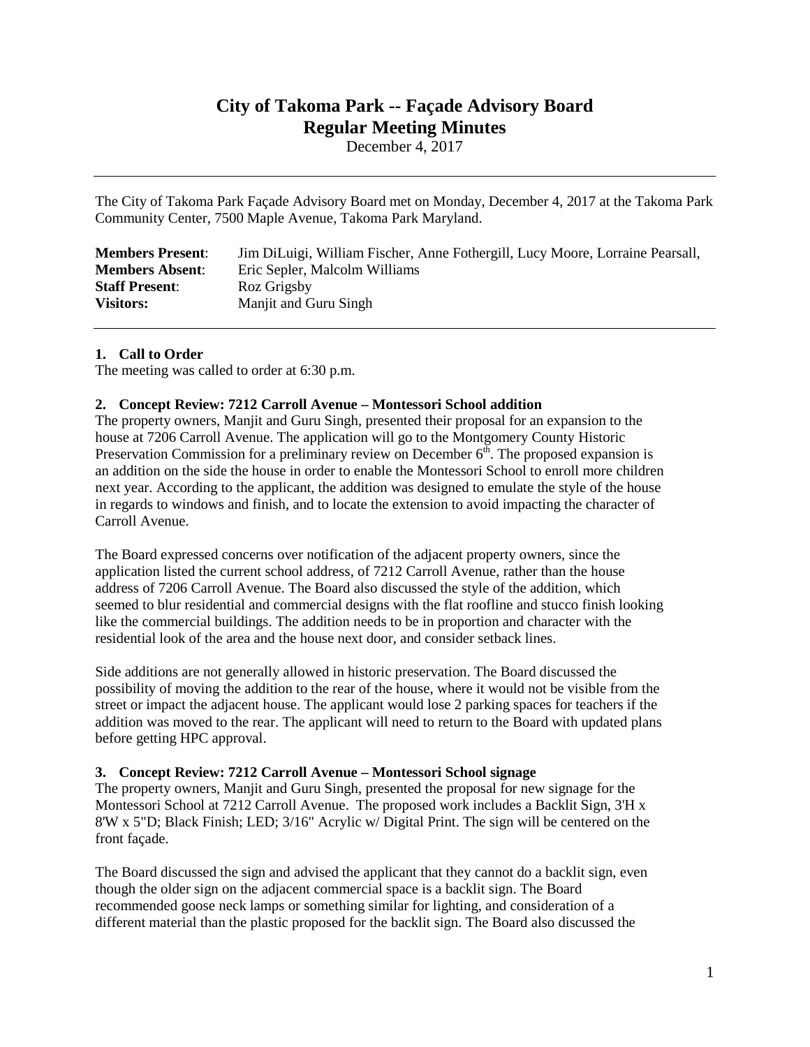# City of Takoma Park -- Façade Advisory Board
# Regular Meeting Minutes

December 4, 2017

---

The City of Takoma Park Façade Advisory Board met on Monday, December 4, 2017 at the Takoma Park Community Center, 7500 Maple Avenue, Takoma Park Maryland.

| | |
|---|---|
| **Members Present**: | Jim DiLuigi, William Fischer, Anne Fothergill, Lucy Moore, Lorraine Pearsall, |
| **Members Absent**: | Eric Sepler, Malcolm Williams |
| **Staff Present**: | Roz Grigsby |
| **Visitors:** | Manjit and Guru Singh |

---

**1. Call to Order**

The meeting was called to order at 6:30 p.m.

**2. Concept Review: 7212 Carroll Avenue – Montessori School addition**

The property owners, Manjit and Guru Singh, presented their proposal for an expansion to the house at 7206 Carroll Avenue. The application will go to the Montgomery County Historic Preservation Commission for a preliminary review on December 6th. The proposed expansion is an addition on the side the house in order to enable the Montessori School to enroll more children next year. According to the applicant, the addition was designed to emulate the style of the house in regards to windows and finish, and to locate the extension to avoid impacting the character of Carroll Avenue.

The Board expressed concerns over notification of the adjacent property owners, since the application listed the current school address, of 7212 Carroll Avenue, rather than the house address of 7206 Carroll Avenue. The Board also discussed the style of the addition, which seemed to blur residential and commercial designs with the flat roofline and stucco finish looking like the commercial buildings. The addition needs to be in proportion and character with the residential look of the area and the house next door, and consider setback lines.

Side additions are not generally allowed in historic preservation. The Board discussed the possibility of moving the addition to the rear of the house, where it would not be visible from the street or impact the adjacent house. The applicant would lose 2 parking spaces for teachers if the addition was moved to the rear. The applicant will need to return to the Board with updated plans before getting HPC approval.

**3. Concept Review: 7212 Carroll Avenue – Montessori School signage**

The property owners, Manjit and Guru Singh, presented the proposal for new signage for the Montessori School at 7212 Carroll Avenue. The proposed work includes a Backlit Sign, 3'H x 8'W x 5"D; Black Finish; LED; 3/16" Acrylic w/ Digital Print. The sign will be centered on the front façade.

The Board discussed the sign and advised the applicant that they cannot do a backlit sign, even though the older sign on the adjacent commercial space is a backlit sign. The Board recommended goose neck lamps or something similar for lighting, and consideration of a different material than the plastic proposed for the backlit sign. The Board also discussed the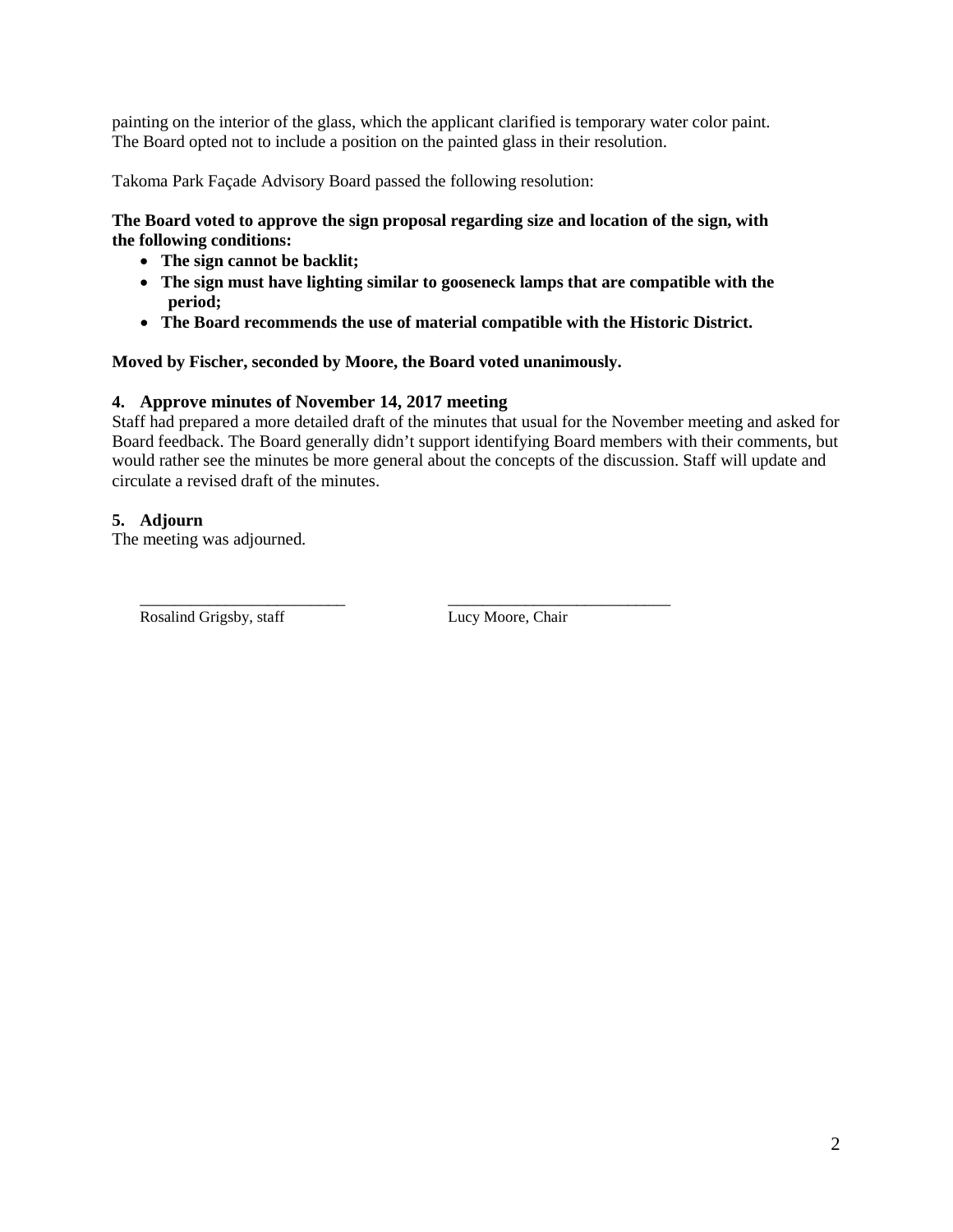painting on the interior of the glass, which the applicant clarified is temporary water color paint. The Board opted not to include a position on the painted glass in their resolution.

Takoma Park Façade Advisory Board passed the following resolution:

**The Board voted to approve the sign proposal regarding size and location of the sign, with the following conditions:**

- **The sign cannot be backlit;**
- **The sign must have lighting similar to gooseneck lamps that are compatible with the period;**
- **The Board recommends the use of material compatible with the Historic District.**

**Moved by Fischer, seconded by Moore, the Board voted unanimously.**

### 4. Approve minutes of November 14, 2017 meeting

Staff had prepared a more detailed draft of the minutes that usual for the November meeting and asked for Board feedback. The Board generally didn't support identifying Board members with their comments, but would rather see the minutes be more general about the concepts of the discussion. Staff will update and circulate a revised draft of the minutes.

### 5. Adjourn

The meeting was adjourned.

_________________________ ___________________________

Rosalind Grigsby, staff Lucy Moore, Chair